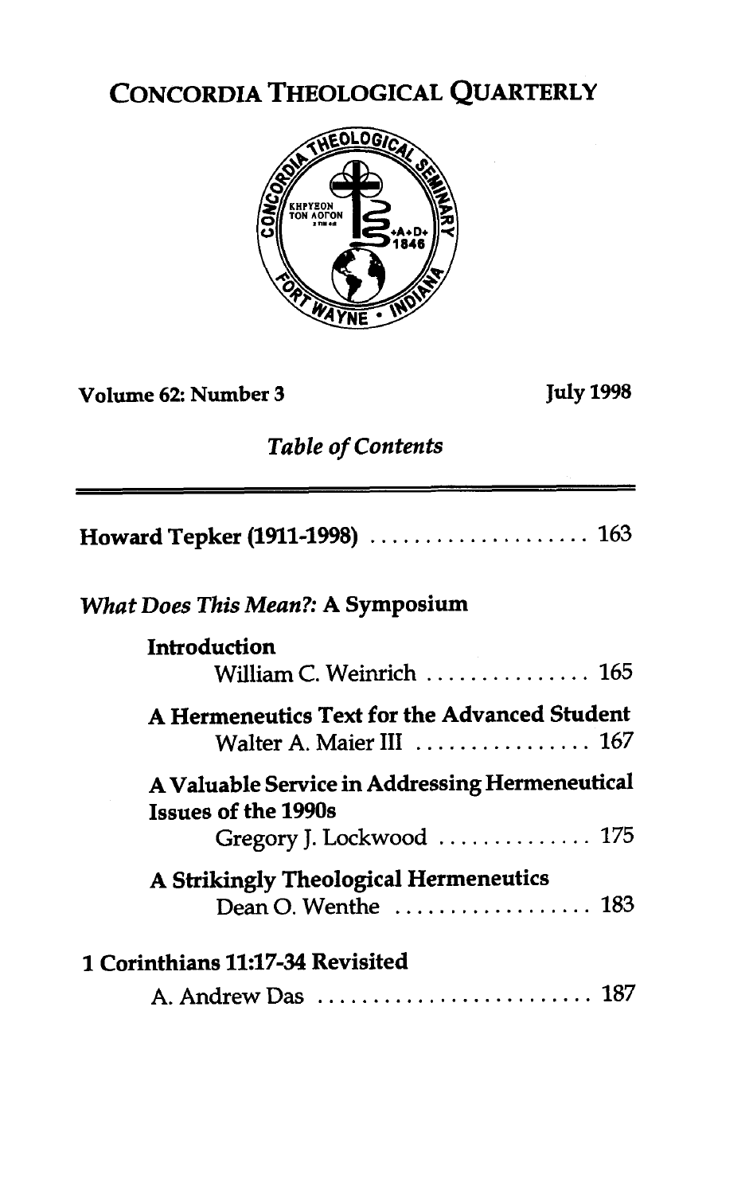# CONCORDIA THEOLOGICAL QUARTERLY

**Volume 62: Number 3** **July 1998**

*Table of Contents*

**Howard Tepker (1911-1998)** .................... 163

*What Does This Mean?:* **A Symposium**

**Introduction**
William C. Weinrich ............... 165

**A Hermeneutics Text for the Advanced Student**
Walter A. Maier III ................ 167

**A Valuable Service in Addressing Hermeneutical Issues of the 1990s**
Gregory J. Lockwood .............. 175

**A Strikingly Theological Hermeneutics**
Dean O. Wenthe .................. 183

**1 Corinthians 11:17-34 Revisited**
A. Andrew Das ......................... 187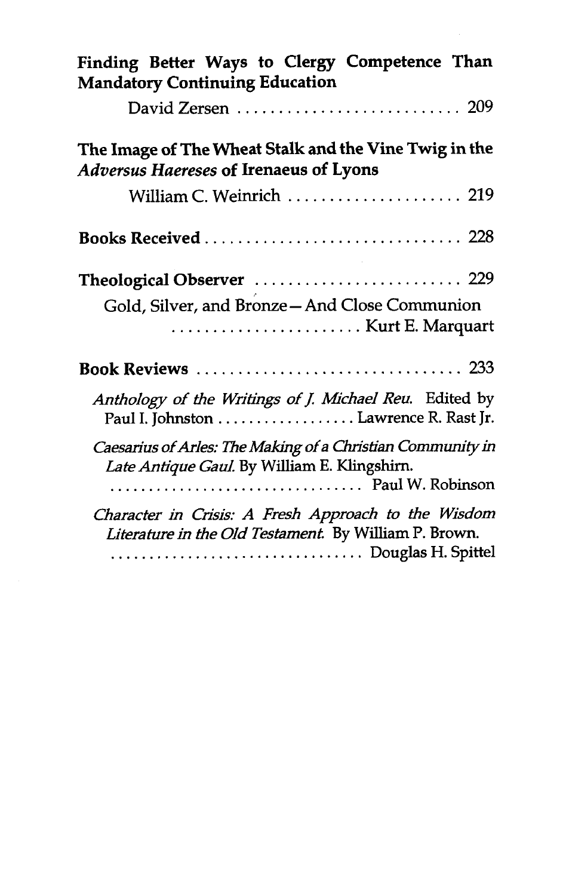**Finding Better Ways to Clergy Competence Than Mandatory Continuing Education**

David Zersen .......................... 209

**The Image of The Wheat Stalk and the Vine Twig in the *Adversus Haereses* of Irenaeus of Lyons**

William C. Weinrich .................... 219

**Books Received** .............................. 228

**Theological Observer** ........................ 229

Gold, Silver, and Bronze—And Close Communion ...................... Kurt E. Marquart

**Book Reviews** ............................... 233

*Anthology of the Writings of J. Michael Reu.* Edited by Paul I. Johnston ................. Lawrence R. Rast Jr.

*Caesarius of Arles: The Making of a Christian Community in Late Antique Gaul.* By William E. Klingshirn. ................................ Paul W. Robinson

*Character in Crisis: A Fresh Approach to the Wisdom Literature in the Old Testament.* By William P. Brown. ................................ Douglas H. Spittel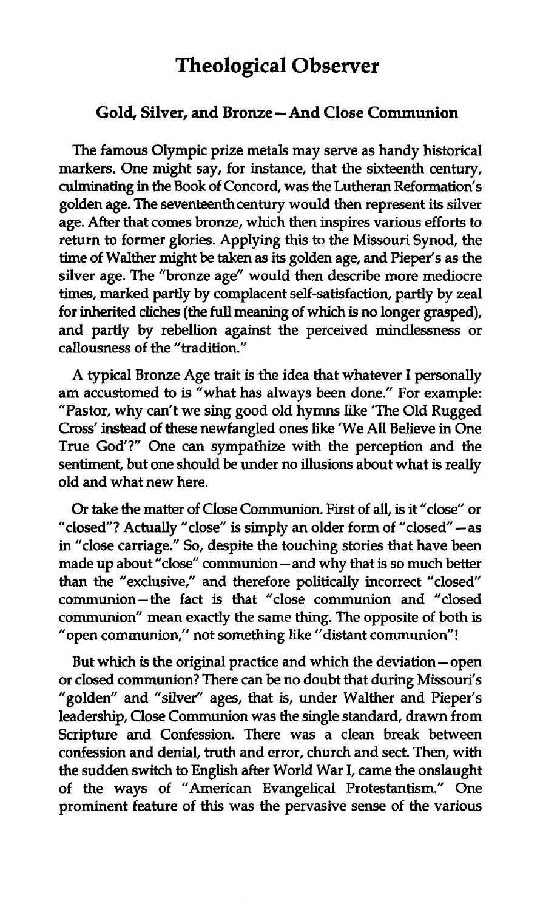# Theological Observer

## Gold, Silver, and Bronze — And Close Communion

The famous Olympic prize metals may serve as handy historical markers. One might say, for instance, that the sixteenth century, culminating in the Book of Concord, was the Lutheran Reformation's golden age. The seventeenth century would then represent its silver age. After that comes bronze, which then inspires various efforts to return to former glories. Applying this to the Missouri Synod, the time of Walther might be taken as its golden age, and Pieper's as the silver age. The "bronze age" would then describe more mediocre times, marked partly by complacent self-satisfaction, partly by zeal for inherited cliches (the full meaning of which is no longer grasped), and partly by rebellion against the perceived mindlessness or callousness of the "tradition."

A typical Bronze Age trait is the idea that whatever I personally am accustomed to is "what has always been done." For example: "Pastor, why can't we sing good old hymns like 'The Old Rugged Cross' instead of these newfangled ones like 'We All Believe in One True God'?" One can sympathize with the perception and the sentiment, but one should be under no illusions about what is really old and what new here.

Or take the matter of Close Communion. First of all, is it "close" or "closed"? Actually "close" is simply an older form of "closed" — as in "close carriage." So, despite the touching stories that have been made up about "close" communion — and why that is so much better than the "exclusive," and therefore politically incorrect "closed" communion — the fact is that "close communion and "closed communion" mean exactly the same thing. The opposite of both is "open communion," not something like "distant communion"!

But which is the original practice and which the deviation — open or closed communion? There can be no doubt that during Missouri's "golden" and "silver" ages, that is, under Walther and Pieper's leadership, Close Communion was the single standard, drawn from Scripture and Confession. There was a clean break between confession and denial, truth and error, church and sect. Then, with the sudden switch to English after World War I, came the onslaught of the ways of "American Evangelical Protestantism." One prominent feature of this was the pervasive sense of the various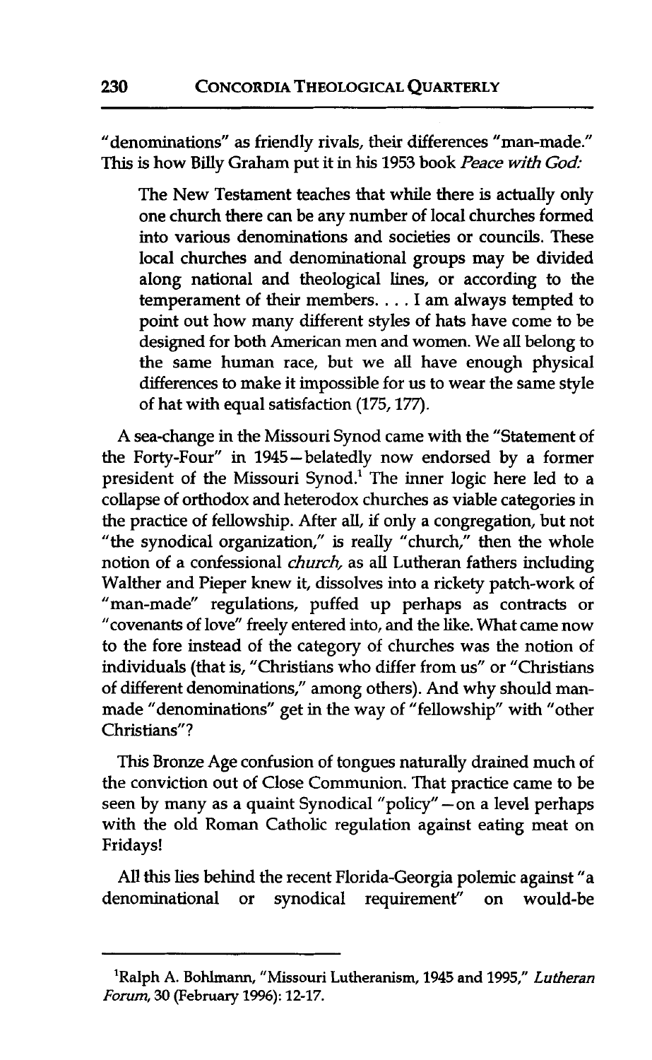"denominations" as friendly rivals, their differences "man-made." This is how Billy Graham put it in his 1953 book *Peace with God:*

> The New Testament teaches that while there is actually only one church there can be any number of local churches formed into various denominations and societies or councils. These local churches and denominational groups may be divided along national and theological lines, or according to the temperament of their members. . . . I am always tempted to point out how many different styles of hats have come to be designed for both American men and women. We all belong to the same human race, but we all have enough physical differences to make it impossible for us to wear the same style of hat with equal satisfaction (175, 177).

A sea-change in the Missouri Synod came with the "Statement of the Forty-Four" in 1945—belatedly now endorsed by a former president of the Missouri Synod.[1] The inner logic here led to a collapse of orthodox and heterodox churches as viable categories in the practice of fellowship. After all, if only a congregation, but not "the synodical organization," is really "church," then the whole notion of a confessional *church,* as all Lutheran fathers including Walther and Pieper knew it, dissolves into a rickety patch-work of "man-made" regulations, puffed up perhaps as contracts or "covenants of love" freely entered into, and the like. What came now to the fore instead of the category of churches was the notion of individuals (that is, "Christians who differ from us" or "Christians of different denominations," among others). And why should man-made "denominations" get in the way of "fellowship" with "other Christians"?

This Bronze Age confusion of tongues naturally drained much of the conviction out of Close Communion. That practice came to be seen by many as a quaint Synodical "policy"—on a level perhaps with the old Roman Catholic regulation against eating meat on Fridays!

All this lies behind the recent Florida-Georgia polemic against "a denominational or synodical requirement" on would-be

---

[1]Ralph A. Bohlmann, "Missouri Lutheranism, 1945 and 1995," *Lutheran Forum,* 30 (February 1996): 12-17.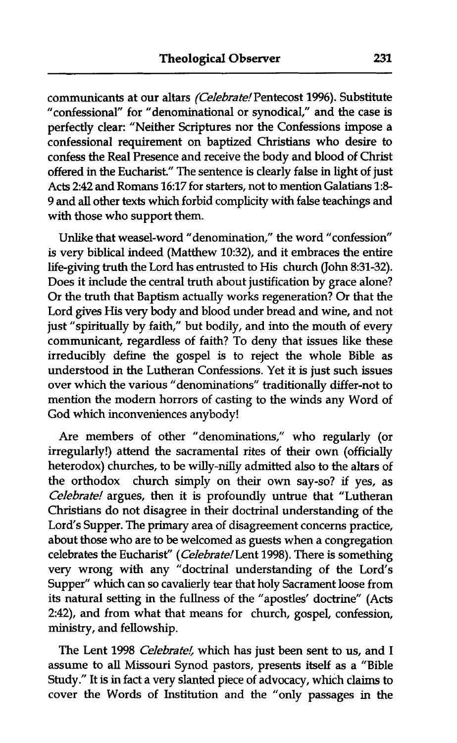communicants at our altars *(Celebrate!* Pentecost 1996). Substitute "confessional" for "denominational or synodical," and the case is perfectly clear: "Neither Scriptures nor the Confessions impose a confessional requirement on baptized Christians who desire to confess the Real Presence and receive the body and blood of Christ offered in the Eucharist." The sentence is clearly false in light of just Acts 2:42 and Romans 16:17 for starters, not to mention Galatians 1:8-9 and all other texts which forbid complicity with false teachings and with those who support them.

Unlike that weasel-word "denomination," the word "confession" is very biblical indeed (Matthew 10:32), and it embraces the entire life-giving truth the Lord has entrusted to His church (John 8:31-32). Does it include the central truth about justification by grace alone? Or the truth that Baptism actually works regeneration? Or that the Lord gives His very body and blood under bread and wine, and not just "spiritually by faith," but bodily, and into the mouth of every communicant, regardless of faith? To deny that issues like these irreducibly define the gospel is to reject the whole Bible as understood in the Lutheran Confessions. Yet it is just such issues over which the various "denominations" traditionally differ-not to mention the modern horrors of casting to the winds any Word of God which inconveniences anybody!

Are members of other "denominations," who regularly (or irregularly!) attend the sacramental rites of their own (officially heterodox) churches, to be willy-nilly admitted also to the altars of the orthodox church simply on their own say-so? if yes, as *Celebrate!* argues, then it is profoundly untrue that "Lutheran Christians do not disagree in their doctrinal understanding of the Lord's Supper. The primary area of disagreement concerns practice, about those who are to be welcomed as guests when a congregation celebrates the Eucharist" (*Celebrate!* Lent 1998). There is something very wrong with any "doctrinal understanding of the Lord's Supper" which can so cavalierly tear that holy Sacrament loose from its natural setting in the fullness of the "apostles' doctrine" (Acts 2:42), and from what that means for church, gospel, confession, ministry, and fellowship.

The Lent 1998 *Celebrate!*, which has just been sent to us, and I assume to all Missouri Synod pastors, presents itself as a "Bible Study." It is in fact a very slanted piece of advocacy, which claims to cover the Words of Institution and the "only passages in the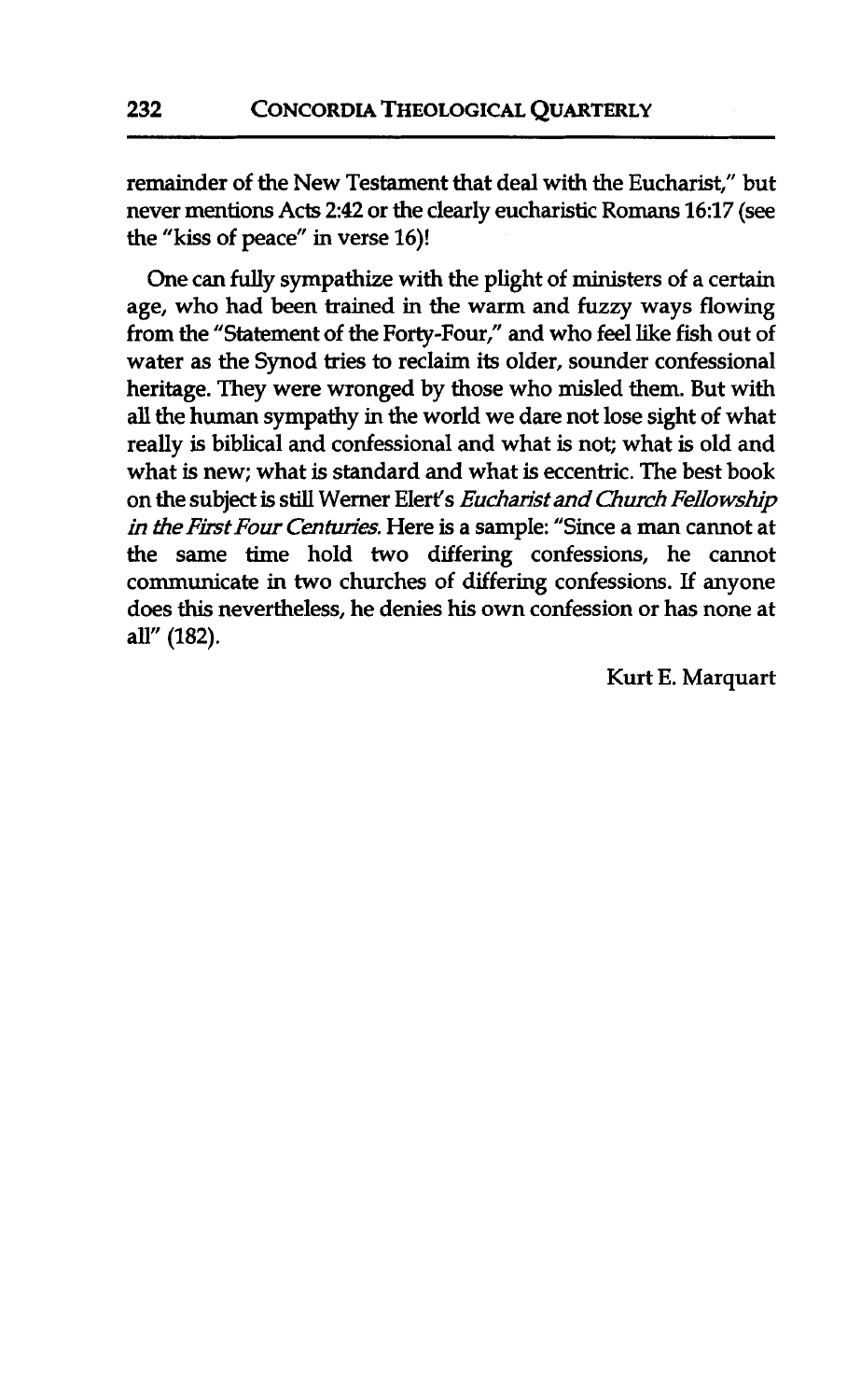remainder of the New Testament that deal with the Eucharist," but never mentions Acts 2:42 or the clearly eucharistic Romans 16:17 (see the "kiss of peace" in verse 16)!

One can fully sympathize with the plight of ministers of a certain age, who had been trained in the warm and fuzzy ways flowing from the "Statement of the Forty-Four," and who feel like fish out of water as the Synod tries to reclaim its older, sounder confessional heritage. They were wronged by those who misled them. But with all the human sympathy in the world we dare not lose sight of what really is biblical and confessional and what is not; what is old and what is new; what is standard and what is eccentric. The best book on the subject is still Werner Elert's *Eucharist and Church Fellowship in the First Four Centuries*. Here is a sample: "Since a man cannot at the same time hold two differing confessions, he cannot communicate in two churches of differing confessions. If anyone does this nevertheless, he denies his own confession or has none at all" (182).

Kurt E. Marquart